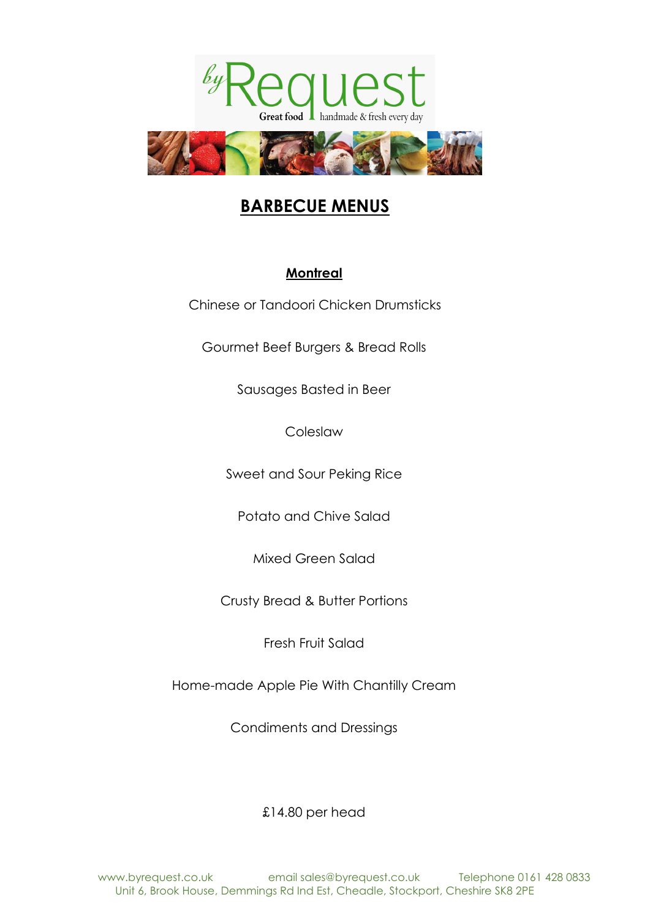# BARBECUE MENUS

## Montreal

Chinese or Tandoori Chicken Drumsticks

Gourmet Beef Burgers & Bread Rolls

Sausages Basted in Beer

Coleslaw

Sweet and Sour Peking Rice

Potato and Chive Salad

Mixed Green Salad

Crusty Bread & Butter Portions

Fresh Fruit Salad

Home-made Apple Pie With Chantilly Cream

Condiments and Dressings

£14.80 per head

www.byrequest.co.uk email sales@byrequest.co.uk Telephone 0161 428 0833
Unit 6, Brook House, Demmings Rd Ind Est, Cheadle, Stockport, Cheshire SK8 2PE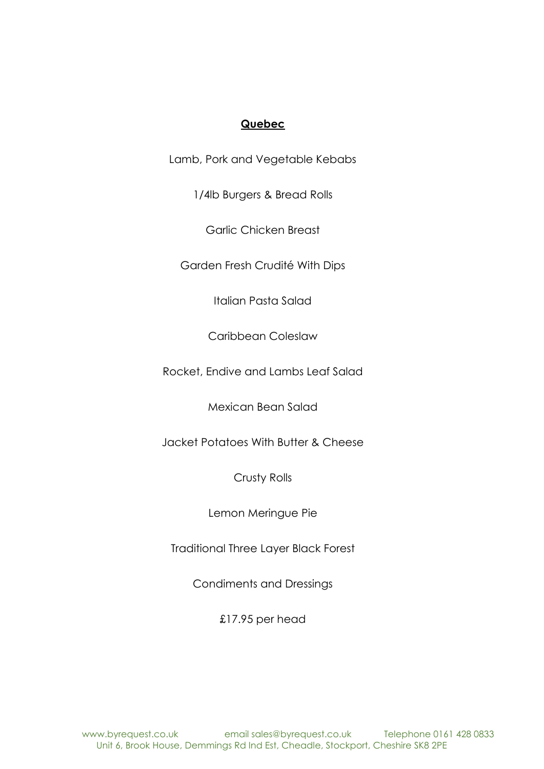## Quebec

Lamb, Pork and Vegetable Kebabs

1/4lb Burgers & Bread Rolls

Garlic Chicken Breast

Garden Fresh Crudité With Dips

Italian Pasta Salad

Caribbean Coleslaw

Rocket, Endive and Lambs Leaf Salad

Mexican Bean Salad

Jacket Potatoes With Butter & Cheese

Crusty Rolls

Lemon Meringue Pie

Traditional Three Layer Black Forest

Condiments and Dressings

£17.95 per head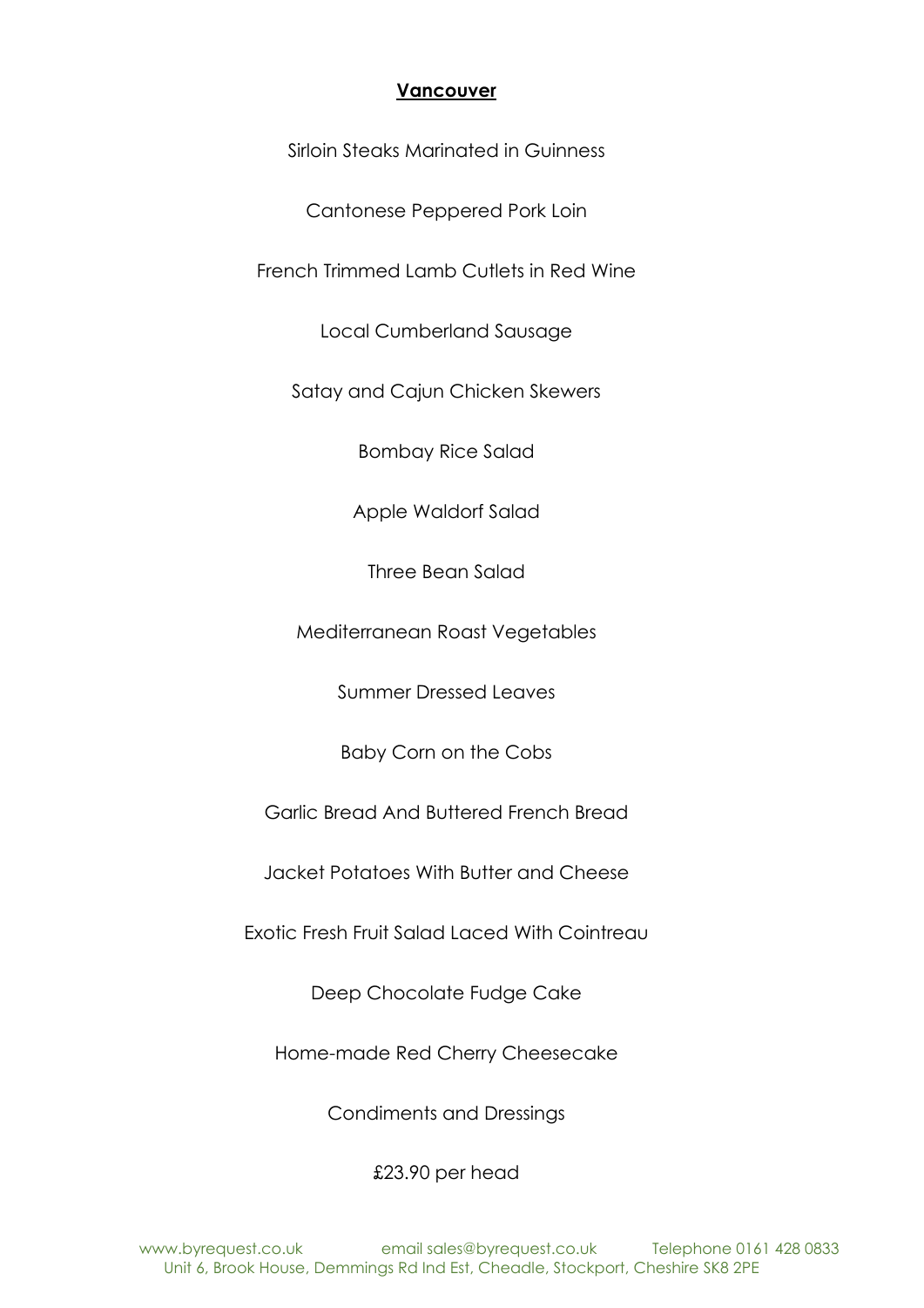## Vancouver

Sirloin Steaks Marinated in Guinness

Cantonese Peppered Pork Loin

French Trimmed Lamb Cutlets in Red Wine

Local Cumberland Sausage

Satay and Cajun Chicken Skewers

Bombay Rice Salad

Apple Waldorf Salad

Three Bean Salad

Mediterranean Roast Vegetables

Summer Dressed Leaves

Baby Corn on the Cobs

Garlic Bread And Buttered French Bread

Jacket Potatoes With Butter and Cheese

Exotic Fresh Fruit Salad Laced With Cointreau

Deep Chocolate Fudge Cake

Home-made Red Cherry Cheesecake

Condiments and Dressings

£23.90 per head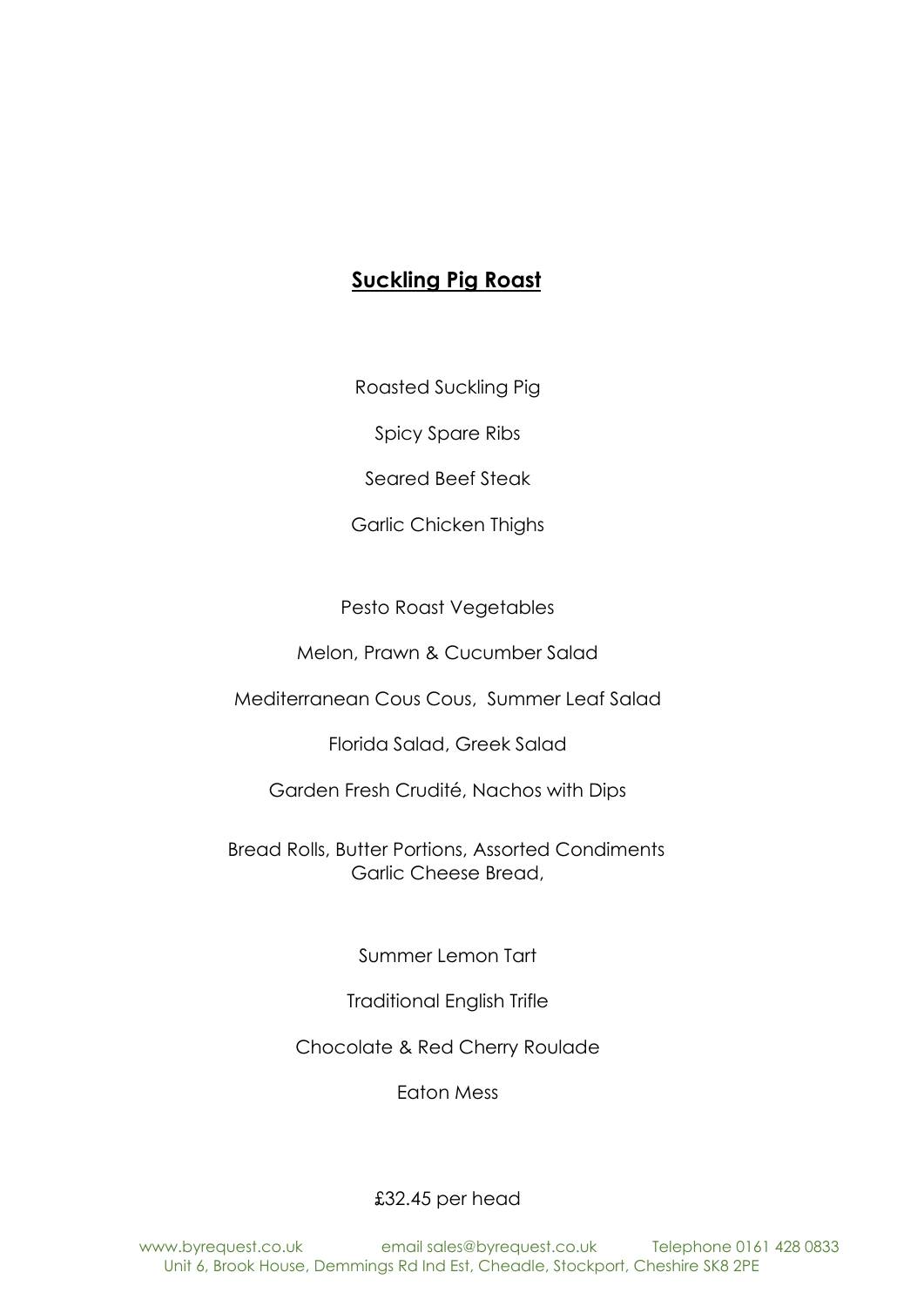## **Suckling Pig Roast**

Roasted Suckling Pig

Spicy Spare Ribs

Seared Beef Steak

Garlic Chicken Thighs

Pesto Roast Vegetables

Melon, Prawn & Cucumber Salad

Mediterranean Cous Cous, Summer Leaf Salad

Florida Salad, Greek Salad

Garden Fresh Crudité, Nachos with Dips

Bread Rolls, Butter Portions, Assorted Condiments
Garlic Cheese Bread,

Summer Lemon Tart

Traditional English Trifle

Chocolate & Red Cherry Roulade

Eaton Mess

£32.45 per head

www.byrequest.co.uk email sales@byrequest.co.uk Telephone 0161 428 0833
Unit 6, Brook House, Demmings Rd Ind Est, Cheadle, Stockport, Cheshire SK8 2PE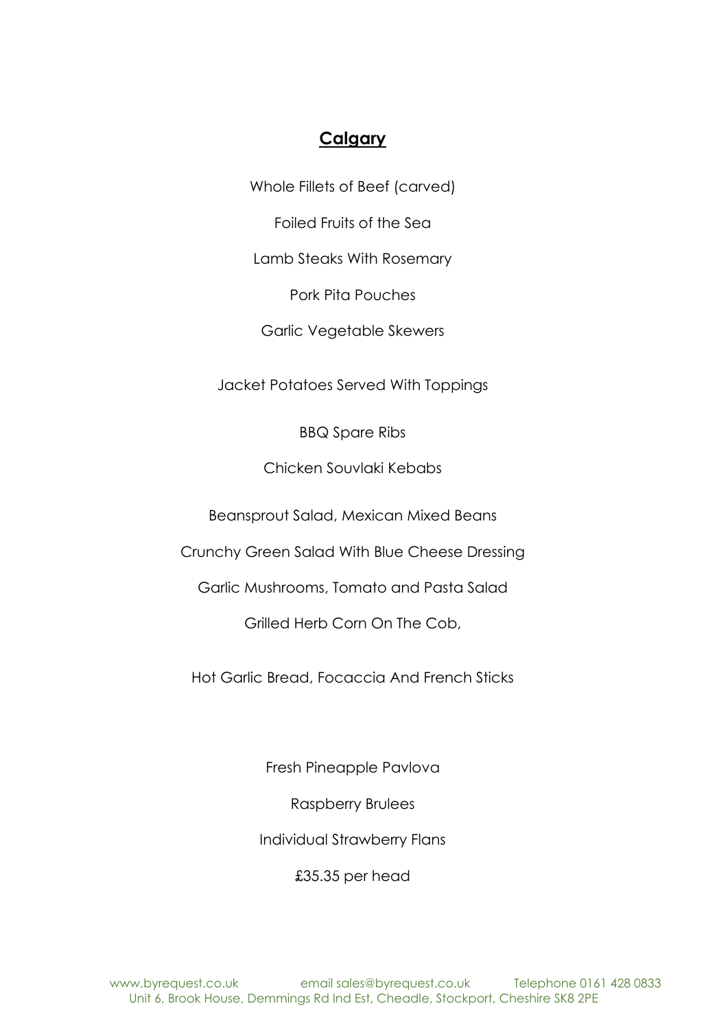## Calgary

Whole Fillets of Beef (carved)

Foiled Fruits of the Sea

Lamb Steaks With Rosemary

Pork Pita Pouches

Garlic Vegetable Skewers

Jacket Potatoes Served With Toppings

BBQ Spare Ribs

Chicken Souvlaki Kebabs

Beansprout Salad, Mexican Mixed Beans

Crunchy Green Salad With Blue Cheese Dressing

Garlic Mushrooms, Tomato and Pasta Salad

Grilled Herb Corn On The Cob,

Hot Garlic Bread, Focaccia And French Sticks

Fresh Pineapple Pavlova

Raspberry Brulees

Individual Strawberry Flans

£35.35 per head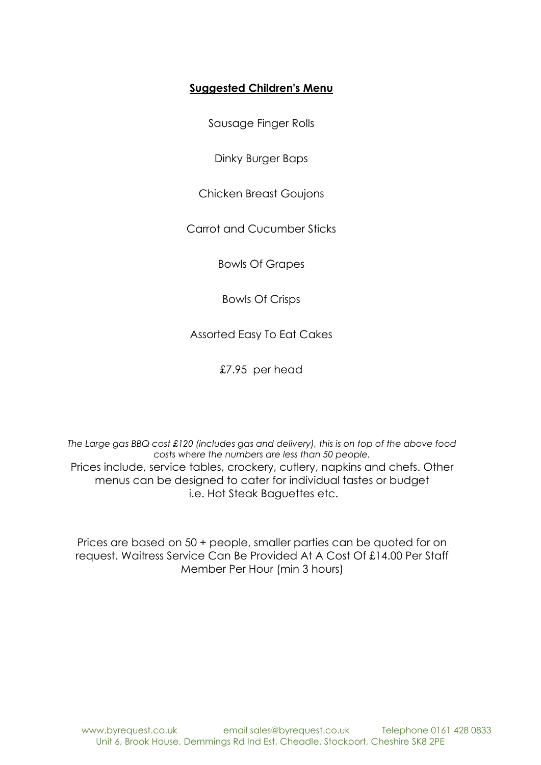**Suggested Children's Menu**

Sausage Finger Rolls

Dinky Burger Baps

Chicken Breast Goujons

Carrot and Cucumber Sticks

Bowls Of Grapes

Bowls Of Crisps

Assorted Easy To Eat Cakes

£7.95 per head

*The Large gas BBQ cost £120 (includes gas and delivery), this is on top of the above food costs where the numbers are less than 50 people.*

Prices include, service tables, crockery, cutlery, napkins and chefs. Other menus can be designed to cater for individual tastes or budget i.e. Hot Steak Baguettes etc.

Prices are based on 50 + people, smaller parties can be quoted for on request. Waitress Service Can Be Provided At A Cost Of £14.00 Per Staff Member Per Hour (min 3 hours)